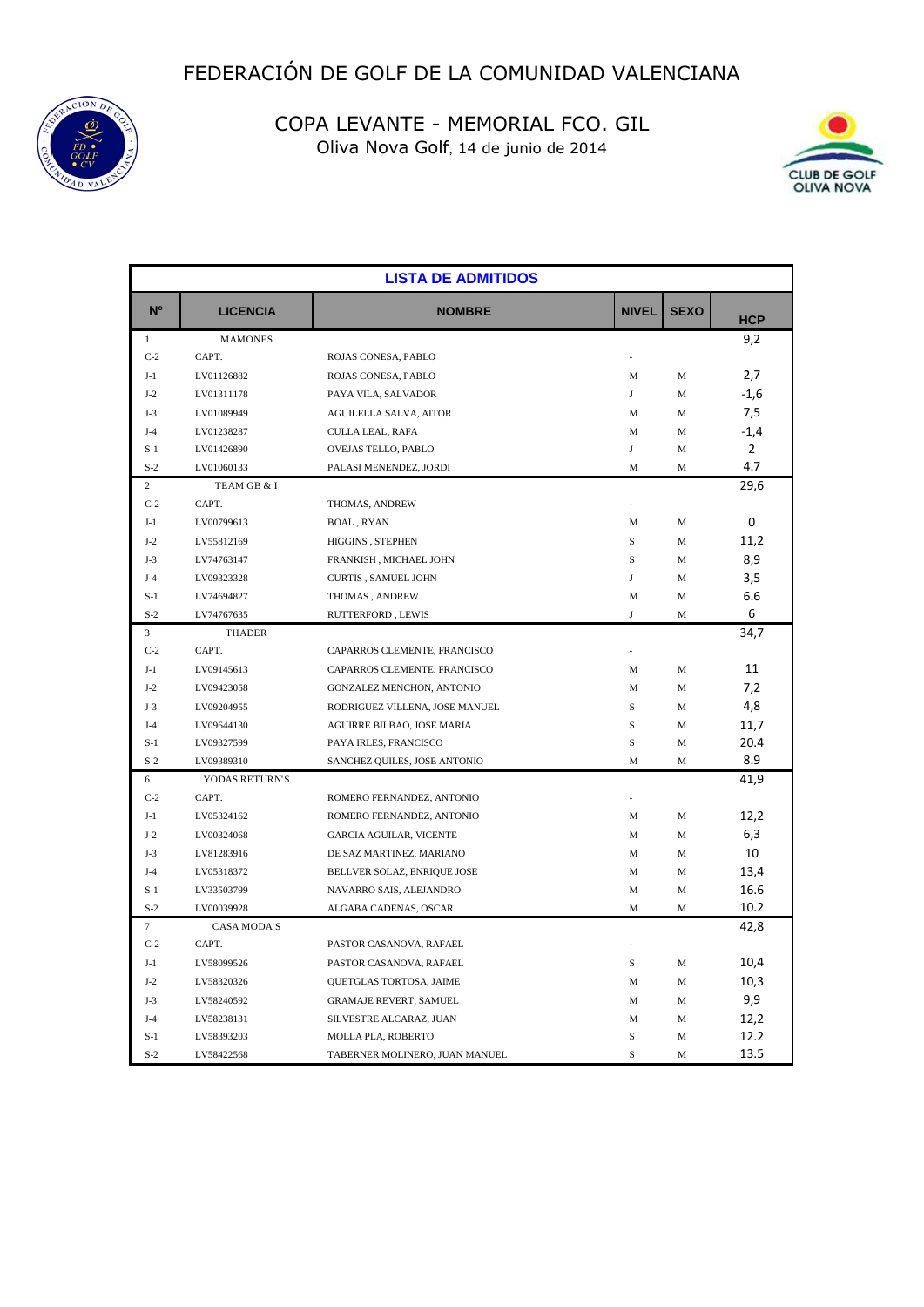# FEDERACIÓN DE GOLF DE LA COMUNIDAD VALENCIANA

## COPA LEVANTE - MEMORIAL FCO. GIL

Oliva Nova Golf, 14 de junio de 2014

### LISTA DE ADMITIDOS

| Nº | LICENCIA | NOMBRE | NIVEL | SEXO | HCP |
|---|---|---|---|---|---|
| 1 | MAMONES | | | | 9,2 |
| C-2 | CAPT. | ROJAS CONESA, PABLO | - | | |
| J-1 | LV01126882 | ROJAS CONESA, PABLO | M | M | 2,7 |
| J-2 | LV01311178 | PAYA VILA, SALVADOR | J | M | -1,6 |
| J-3 | LV01089949 | AGUILELLA SALVA, AITOR | M | M | 7,5 |
| J-4 | LV01238287 | CULLA LEAL, RAFA | M | M | -1,4 |
| S-1 | LV01426890 | OVEJAS TELLO, PABLO | J | M | 2 |
| S-2 | LV01060133 | PALASI MENENDEZ, JORDI | M | M | 4.7 |
| 2 | TEAM GB & I | | | | 29,6 |
| C-2 | CAPT. | THOMAS, ANDREW | - | | |
| J-1 | LV00799613 | BOAL , RYAN | M | M | 0 |
| J-2 | LV55812169 | HIGGINS , STEPHEN | S | M | 11,2 |
| J-3 | LV74763147 | FRANKISH , MICHAEL JOHN | S | M | 8,9 |
| J-4 | LV09323328 | CURTIS , SAMUEL JOHN | J | M | 3,5 |
| S-1 | LV74694827 | THOMAS , ANDREW | M | M | 6.6 |
| S-2 | LV74767635 | RUTTERFORD , LEWIS | J | M | 6 |
| 3 | THADER | | | | 34,7 |
| C-2 | CAPT. | CAPARROS CLEMENTE, FRANCISCO | - | | |
| J-1 | LV09145613 | CAPARROS CLEMENTE, FRANCISCO | M | M | 11 |
| J-2 | LV09423058 | GONZALEZ MENCHON, ANTONIO | M | M | 7,2 |
| J-3 | LV09204955 | RODRIGUEZ VILLENA, JOSE MANUEL | S | M | 4,8 |
| J-4 | LV09644130 | AGUIRRE BILBAO, JOSE MARIA | S | M | 11,7 |
| S-1 | LV09327599 | PAYA IRLES, FRANCISCO | S | M | 20.4 |
| S-2 | LV09389310 | SANCHEZ QUILES, JOSE ANTONIO | M | M | 8.9 |
| 6 | YODAS RETURN'S | | | | 41,9 |
| C-2 | CAPT. | ROMERO FERNANDEZ, ANTONIO | - | | |
| J-1 | LV05324162 | ROMERO FERNANDEZ, ANTONIO | M | M | 12,2 |
| J-2 | LV00324068 | GARCIA AGUILAR, VICENTE | M | M | 6,3 |
| J-3 | LV81283916 | DE SAZ MARTINEZ, MARIANO | M | M | 10 |
| J-4 | LV05318372 | BELLVER SOLAZ, ENRIQUE JOSE | M | M | 13,4 |
| S-1 | LV33503799 | NAVARRO SAIS, ALEJANDRO | M | M | 16.6 |
| S-2 | LV00039928 | ALGABA CADENAS, OSCAR | M | M | 10.2 |
| 7 | CASA MODA'S | | | | 42,8 |
| C-2 | CAPT. | PASTOR CASANOVA, RAFAEL | - | | |
| J-1 | LV58099526 | PASTOR CASANOVA, RAFAEL | S | M | 10,4 |
| J-2 | LV58320326 | QUETGLAS TORTOSA, JAIME | M | M | 10,3 |
| J-3 | LV58240592 | GRAMAJE REVERT, SAMUEL | M | M | 9,9 |
| J-4 | LV58238131 | SILVESTRE ALCARAZ, JUAN | M | M | 12,2 |
| S-1 | LV58393203 | MOLLA PLA, ROBERTO | S | M | 12.2 |
| S-2 | LV58422568 | TABERNER MOLINERO, JUAN MANUEL | S | M | 13.5 |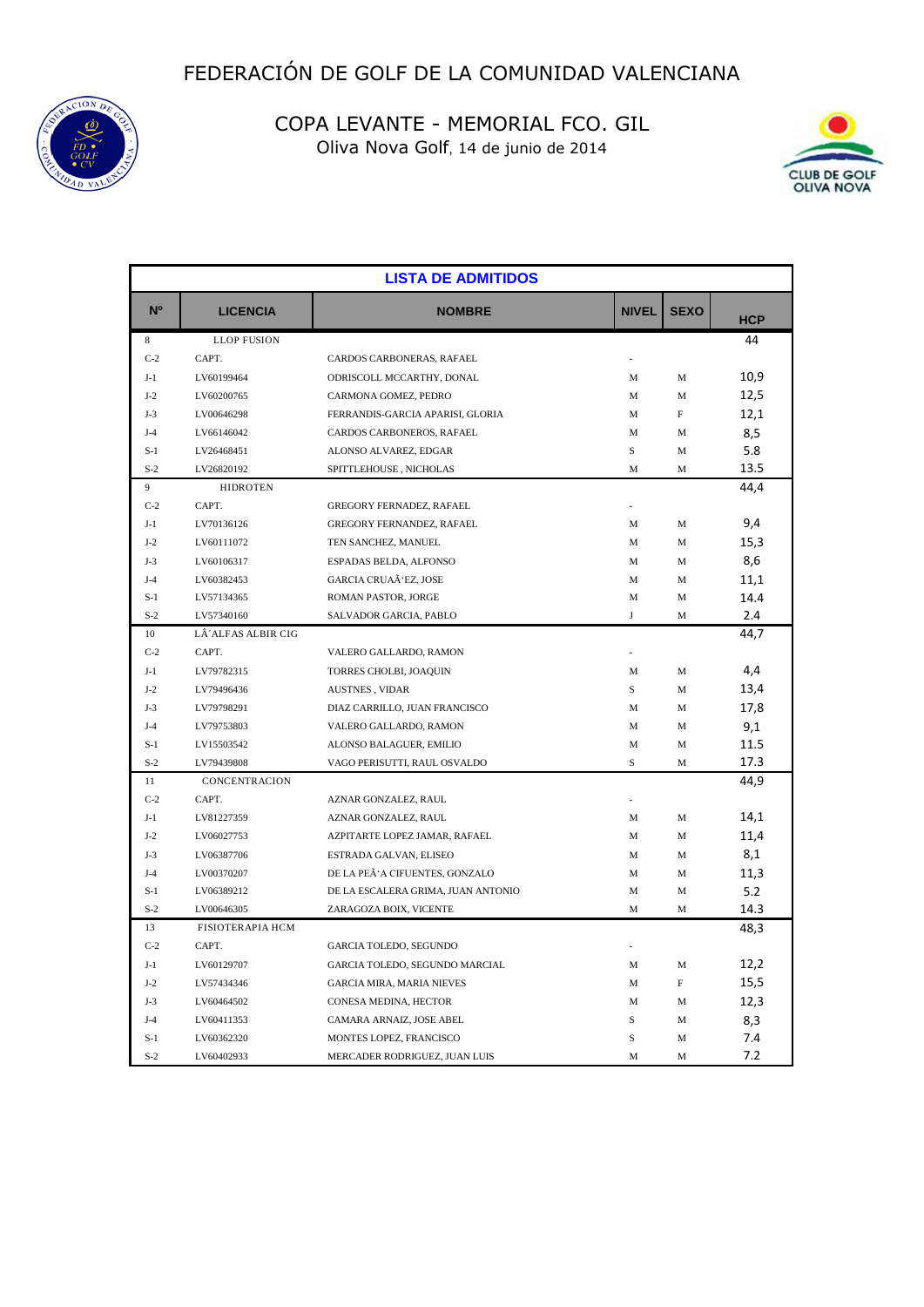# FEDERACIÓN DE GOLF DE LA COMUNIDAD VALENCIANA

## COPA LEVANTE - MEMORIAL FCO. GIL

Oliva Nova Golf, 14 de junio de 2014

### LISTA DE ADMITIDOS

| Nº | LICENCIA | NOMBRE | NIVEL | SEXO | HCP |
|---|---|---|---|---|---|
| 8 | LLOP FUSION | | | | 44 |
| C-2 | CAPT. | CARDOS CARBONERAS, RAFAEL | - | | |
| J-1 | LV60199464 | ODRISCOLL MCCARTHY, DONAL | M | M | 10,9 |
| J-2 | LV60200765 | CARMONA GOMEZ, PEDRO | M | M | 12,5 |
| J-3 | LV00646298 | FERRANDIS-GARCIA APARISI, GLORIA | M | F | 12,1 |
| J-4 | LV66146042 | CARDOS CARBONEROS, RAFAEL | M | M | 8,5 |
| S-1 | LV26468451 | ALONSO ALVAREZ, EDGAR | S | M | 5.8 |
| S-2 | LV26820192 | SPITTLEHOUSE , NICHOLAS | M | M | 13.5 |
| 9 | HIDROTEN | | | | 44,4 |
| C-2 | CAPT. | GREGORY FERNADEZ, RAFAEL | - | | |
| J-1 | LV70136126 | GREGORY FERNANDEZ, RAFAEL | M | M | 9,4 |
| J-2 | LV60111072 | TEN SANCHEZ, MANUEL | M | M | 15,3 |
| J-3 | LV60106317 | ESPADAS BELDA, ALFONSO | M | M | 8,6 |
| J-4 | LV60382453 | GARCIA CRUAÃ'EZ, JOSE | M | M | 11,1 |
| S-1 | LV57134365 | ROMAN PASTOR, JORGE | M | M | 14.4 |
| S-2 | LV57340160 | SALVADOR GARCIA, PABLO | J | M | 2.4 |
| 10 | LÂ´ALFAS ALBIR CIG | | | | 44,7 |
| C-2 | CAPT. | VALERO GALLARDO, RAMON | - | | |
| J-1 | LV79782315 | TORRES CHOLBI, JOAQUIN | M | M | 4,4 |
| J-2 | LV79496436 | AUSTNES , VIDAR | S | M | 13,4 |
| J-3 | LV79798291 | DIAZ CARRILLO, JUAN FRANCISCO | M | M | 17,8 |
| J-4 | LV79753803 | VALERO GALLARDO, RAMON | M | M | 9,1 |
| S-1 | LV15503542 | ALONSO BALAGUER, EMILIO | M | M | 11.5 |
| S-2 | LV79439808 | VAGO PERISUTTI, RAUL OSVALDO | S | M | 17.3 |
| 11 | CONCENTRACION | | | | 44,9 |
| C-2 | CAPT. | AZNAR GONZALEZ, RAUL | - | | |
| J-1 | LV81227359 | AZNAR GONZALEZ, RAUL | M | M | 14,1 |
| J-2 | LV06027753 | AZPITARTE LOPEZ JAMAR, RAFAEL | M | M | 11,4 |
| J-3 | LV06387706 | ESTRADA GALVAN, ELISEO | M | M | 8,1 |
| J-4 | LV00370207 | DE LA PEÃ'A CIFUENTES, GONZALO | M | M | 11,3 |
| S-1 | LV06389212 | DE LA ESCALERA GRIMA, JUAN ANTONIO | M | M | 5.2 |
| S-2 | LV00646305 | ZARAGOZA BOIX, VICENTE | M | M | 14.3 |
| 13 | FISIOTERAPIA HCM | | | | 48,3 |
| C-2 | CAPT. | GARCIA TOLEDO, SEGUNDO | - | | |
| J-1 | LV60129707 | GARCIA TOLEDO, SEGUNDO MARCIAL | M | M | 12,2 |
| J-2 | LV57434346 | GARCIA MIRA, MARIA NIEVES | M | F | 15,5 |
| J-3 | LV60464502 | CONESA MEDINA, HECTOR | M | M | 12,3 |
| J-4 | LV60411353 | CAMARA ARNAIZ, JOSE ABEL | S | M | 8,3 |
| S-1 | LV60362320 | MONTES LOPEZ, FRANCISCO | S | M | 7.4 |
| S-2 | LV60402933 | MERCADER RODRIGUEZ, JUAN LUIS | M | M | 7.2 |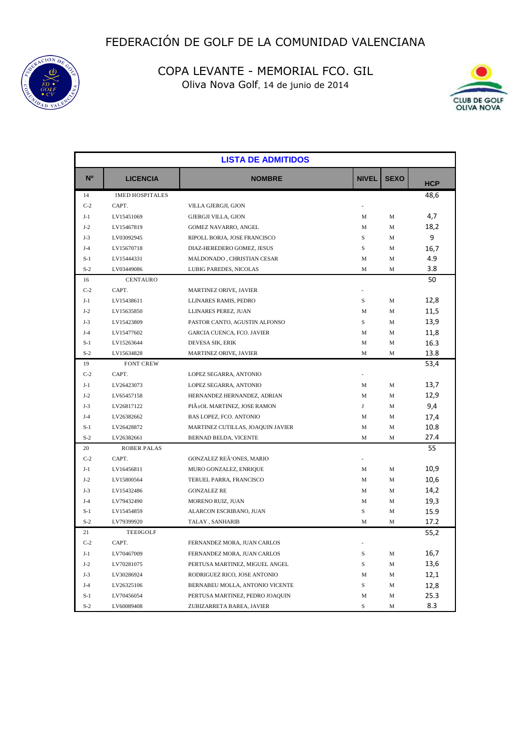# FEDERACIÓN DE GOLF DE LA COMUNIDAD VALENCIANA

## COPA LEVANTE - MEMORIAL FCO. GIL

Oliva Nova Golf, 14 de junio de 2014

| LISTA DE ADMITIDOS | | | | | |
|---|---|---|---|---|---|
| **Nº** | **LICENCIA** | **NOMBRE** | **NIVEL** | **SEXO** | **HCP** |
| 14 | IMED HOSPITALES | | | | 48,6 |
| C-2 | CAPT. | VILLA GJERGJI, GJON | - | | |
| J-1 | LV15451069 | GJERGJI VILLA, GJON | M | M | 4,7 |
| J-2 | LV15467819 | GOMEZ NAVARRO, ANGEL | M | M | 18,2 |
| J-3 | LV03092945 | RIPOLL BORJA, JOSE FRANCISCO | S | M | 9 |
| J-4 | LV15670718 | DIAZ-HEREDERO GOMEZ, JESUS | S | M | 16,7 |
| S-1 | LV15444331 | MALDONADO , CHRISTIAN CESAR | M | M | 4.9 |
| S-2 | LV03449086 | LUBIG PAREDES, NICOLAS | M | M | 3.8 |
| 16 | CENTAURO | | | | 50 |
| C-2 | CAPT. | MARTINEZ ORIVE, JAVIER | - | | |
| J-1 | LV15438611 | LLINARES RAMIS, PEDRO | S | M | 12,8 |
| J-2 | LV15635850 | LLINARES PEREZ, JUAN | M | M | 11,5 |
| J-3 | LV15423809 | PASTOR CANTO, AGUSTIN ALFONSO | S | M | 13,9 |
| J-4 | LV15477602 | GARCIA CUENCA, FCO. JAVIER | M | M | 11,8 |
| S-1 | LV15263644 | DEVESA SIK, ERIK | M | M | 16.3 |
| S-2 | LV15634828 | MARTINEZ ORIVE, JAVIER | M | M | 13.8 |
| 19 | FONT CREW | | | | 53,4 |
| C-2 | CAPT. | LOPEZ SEGARRA, ANTONIO | - | | |
| J-1 | LV26423073 | LOPEZ SEGARRA, ANTONIO | M | M | 13,7 |
| J-2 | LV65457158 | HERNANDEZ HERNANDEZ, ADRIAN | M | M | 12,9 |
| J-3 | LV26817122 | PIÃ±OL MARTINEZ, JOSE RAMON | J | M | 9,4 |
| J-4 | LV26382662 | BAS LOPEZ, FCO. ANTONIO | M | M | 17,4 |
| S-1 | LV26428872 | MARTINEZ CUTILLAS, JOAQUIN JAVIER | M | M | 10.8 |
| S-2 | LV26382661 | BERNAD BELDA, VICENTE | M | M | 27.4 |
| 20 | ROBER PALAS | | | | 55 |
| C-2 | CAPT. | GONZALEZ REÃ'ONES, MARIO | - | | |
| J-1 | LV16456811 | MURO GONZALEZ, ENRIQUE | M | M | 10,9 |
| J-2 | LV15800564 | TERUEL PARRA, FRANCISCO | M | M | 10,6 |
| J-3 | LV15432486 | GONZALEZ RE | M | M | 14,2 |
| J-4 | LV79432490 | MORENO RUIZ, JUAN | M | M | 19,3 |
| S-1 | LV15454859 | ALARCON ESCRIBANO, JUAN | S | M | 15.9 |
| S-2 | LV79399920 | TALAY , SANHARIB | M | M | 17.2 |
| 21 | TEE0GOLF | | | | 55,2 |
| C-2 | CAPT. | FERNANDEZ MORA, JUAN CARLOS | - | | |
| J-1 | LV70467009 | FERNANDEZ MORA, JUAN CARLOS | S | M | 16,7 |
| J-2 | LV70281075 | PERTUSA MARTINEZ, MIGUEL ANGEL | S | M | 13,6 |
| J-3 | LV30286924 | RODRIGUEZ RICO, JOSE ANTONIO | M | M | 12,1 |
| J-4 | LV26325106 | BERNABEU MOLLA, ANTONIO VICENTE | S | M | 12,8 |
| S-1 | LV70456054 | PERTUSA MARTINEZ, PEDRO JOAQUIN | M | M | 25.3 |
| S-2 | LV60089408 | ZUBIZARRETA BAREA, JAVIER | S | M | 8.3 |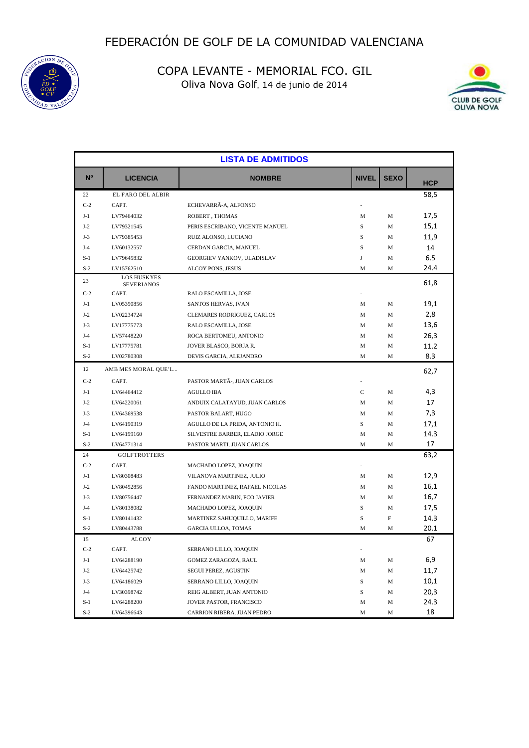# FEDERACIÓN DE GOLF DE LA COMUNIDAD VALENCIANA

## COPA LEVANTE - MEMORIAL FCO. GIL

Oliva Nova Golf, 14 de junio de 2014

### LISTA DE ADMITIDOS

| Nº | LICENCIA | NOMBRE | NIVEL | SEXO | HCP |
|---|---|---|---|---|---|
| 22 | EL FARO DEL ALBIR | | | | 58,5 |
| C-2 | CAPT. | ECHEVARRÃ-A, ALFONSO | - | | |
| J-1 | LV79464032 | ROBERT , THOMAS | M | M | 17,5 |
| J-2 | LV79321545 | PERIS ESCRIBANO, VICENTE MANUEL | S | M | 15,1 |
| J-3 | LV79385453 | RUIZ ALONSO, LUCIANO | S | M | 11,9 |
| J-4 | LV60132557 | CERDAN GARCIA, MANUEL | S | M | 14 |
| S-1 | LV79645832 | GEORGIEV YANKOV, ULADISLAV | J | M | 6.5 |
| S-2 | LV15762510 | ALCOY PONS, JESUS | M | M | 24.4 |
| 23 | LOS HUSKYES SEVERIANOS | | | | 61,8 |
| C-2 | CAPT. | RALO ESCAMILLA, JOSE | - | | |
| J-1 | LV05390856 | SANTOS HERVAS, IVAN | M | M | 19,1 |
| J-2 | LV02234724 | CLEMARES RODRIGUEZ, CARLOS | M | M | 2,8 |
| J-3 | LV17775773 | RALO ESCAMILLA, JOSE | M | M | 13,6 |
| J-4 | LV57448220 | ROCA BERTOMEU, ANTONIO | M | M | 26,3 |
| S-1 | LV17775781 | JOVER BLASCO, BORJA R. | M | M | 11.2 |
| S-2 | LV02780308 | DEVIS GARCIA, ALEJANDRO | M | M | 8.3 |
| 12 | AMB MES MORAL QUE'L... | | | | 62,7 |
| C-2 | CAPT. | PASTOR MARTÃ-, JUAN CARLOS | - | | |
| J-1 | LV64464412 | AGULLO IBA | C | M | 4,3 |
| J-2 | LV64220061 | ANDUIX CALATAYUD, JUAN CARLOS | M | M | 17 |
| J-3 | LV64369538 | PASTOR BALART, HUGO | M | M | 7,3 |
| J-4 | LV64190319 | AGULLO DE LA PRIDA, ANTONIO H. | S | M | 17,1 |
| S-1 | LV64199160 | SILVESTRE BARBER, ELADIO JORGE | M | M | 14.3 |
| S-2 | LV64771314 | PASTOR MARTI, JUAN CARLOS | M | M | 17 |
| 24 | GOLFTROTTERS | | | | 63,2 |
| C-2 | CAPT. | MACHADO LOPEZ, JOAQUIN | - | | |
| J-1 | LV80308483 | VILANOVA MARTINEZ, JULIO | M | M | 12,9 |
| J-2 | LV80452856 | FANDO MARTINEZ, RAFAEL NICOLAS | M | M | 16,1 |
| J-3 | LV80756447 | FERNANDEZ MARIN, FCO JAVIER | M | M | 16,7 |
| J-4 | LV80138082 | MACHADO LOPEZ, JOAQUIN | S | M | 17,5 |
| S-1 | LV80141432 | MARTINEZ SAHUQUILLO, MARIFE | S | F | 14.3 |
| S-2 | LV80443788 | GARCIA ULLOA, TOMAS | M | M | 20.1 |
| 15 | ALCOY | | | | 67 |
| C-2 | CAPT. | SERRANO LILLO, JOAQUIN | - | | |
| J-1 | LV64288190 | GOMEZ ZARAGOZA, RAUL | M | M | 6,9 |
| J-2 | LV64425742 | SEGUI PEREZ, AGUSTIN | M | M | 11,7 |
| J-3 | LV64186029 | SERRANO LILLO, JOAQUIN | S | M | 10,1 |
| J-4 | LV30398742 | REIG ALBERT, JUAN ANTONIO | S | M | 20,3 |
| S-1 | LV64288200 | JOVER PASTOR, FRANCISCO | M | M | 24.3 |
| S-2 | LV64396643 | CARRION RIBERA, JUAN PEDRO | M | M | 18 |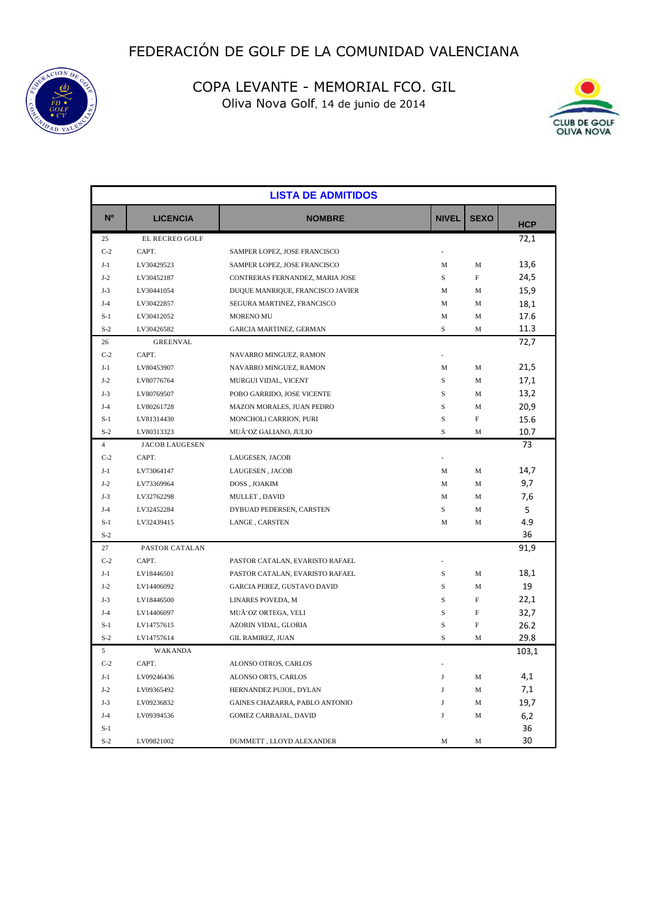# FEDERACIÓN DE GOLF DE LA COMUNIDAD VALENCIANA

## COPA LEVANTE - MEMORIAL FCO. GIL

Oliva Nova Golf, 14 de junio de 2014

### LISTA DE ADMITIDOS

| Nº | LICENCIA | NOMBRE | NIVEL | SEXO | HCP |
|---|---|---|---|---|---|
| 25 | EL RECREO GOLF | | | | 72,1 |
| C-2 | CAPT. | SAMPER LOPEZ, JOSE FRANCISCO | - | | |
| J-1 | LV30429523 | SAMPER LOPEZ, JOSE FRANCISCO | M | M | 13,6 |
| J-2 | LV30452187 | CONTRERAS FERNANDEZ, MARIA JOSE | S | F | 24,5 |
| J-3 | LV30441054 | DUQUE MANRIQUE, FRANCISCO JAVIER | M | M | 15,9 |
| J-4 | LV30422857 | SEGURA MARTINEZ, FRANCISCO | M | M | 18,1 |
| S-1 | LV30412052 | MORENO MU | M | M | 17.6 |
| S-2 | LV30426582 | GARCIA MARTINEZ, GERMAN | S | M | 11.3 |
| 26 | GREENVAL | | | | 72,7 |
| C-2 | CAPT. | NAVARRO MINGUEZ, RAMON | - | | |
| J-1 | LV80453907 | NAVARRO MINGUEZ, RAMON | M | M | 21,5 |
| J-2 | LV80776764 | MURGUI VIDAL, VICENT | S | M | 17,1 |
| J-3 | LV80769507 | POBO GARRIDO, JOSE VICENTE | S | M | 13,2 |
| J-4 | LV80261728 | MAZON MORALES, JUAN PEDRO | S | M | 20,9 |
| S-1 | LV81314430 | MONCHOLI CARRION, PURI | S | F | 15.6 |
| S-2 | LV80313323 | MUÃ'OZ GALIANO, JULIO | S | M | 10.7 |
| 4 | JACOB LAUGESEN | | | | 73 |
| C-2 | CAPT. | LAUGESEN, JACOB | - | | |
| J-1 | LV73064147 | LAUGESEN , JACOB | M | M | 14,7 |
| J-2 | LV73369964 | DOSS , JOAKIM | M | M | 9,7 |
| J-3 | LV32762298 | MULLET , DAVID | M | M | 7,6 |
| J-4 | LV32452284 | DYBUAD PEDERSEN, CARSTEN | S | M | 5 |
| S-1 | LV32439415 | LANGE , CARSTEN | M | M | 4.9 |
| S-2 | | | | | 36 |
| 27 | PASTOR CATALAN | | | | 91,9 |
| C-2 | CAPT. | PASTOR CATALAN, EVARISTO RAFAEL | - | | |
| J-1 | LV18446501 | PASTOR CATALAN, EVARISTO RAFAEL | S | M | 18,1 |
| J-2 | LV14406092 | GARCIA PEREZ, GUSTAVO DAVID | S | M | 19 |
| J-3 | LV18446500 | LINARES POVEDA, M | S | F | 22,1 |
| J-4 | LV14406097 | MUÃ'OZ ORTEGA, VELI | S | F | 32,7 |
| S-1 | LV14757615 | AZORIN VIDAL, GLORIA | S | F | 26.2 |
| S-2 | LV14757614 | GIL RAMIREZ, JUAN | S | M | 29.8 |
| 5 | WAKANDA | | | | 103,1 |
| C-2 | CAPT. | ALONSO OTROS, CARLOS | - | | |
| J-1 | LV09246436 | ALONSO ORTS, CARLOS | J | M | 4,1 |
| J-2 | LV09365492 | HERNANDEZ PUJOL, DYLAN | J | M | 7,1 |
| J-3 | LV09236832 | GAINES CHAZARRA, PABLO ANTONIO | J | M | 19,7 |
| J-4 | LV09394536 | GOMEZ CARBAJAL, DAVID | J | M | 6,2 |
| S-1 | | | | | 36 |
| S-2 | LV09821002 | DUMMETT , LLOYD ALEXANDER | M | M | 30 |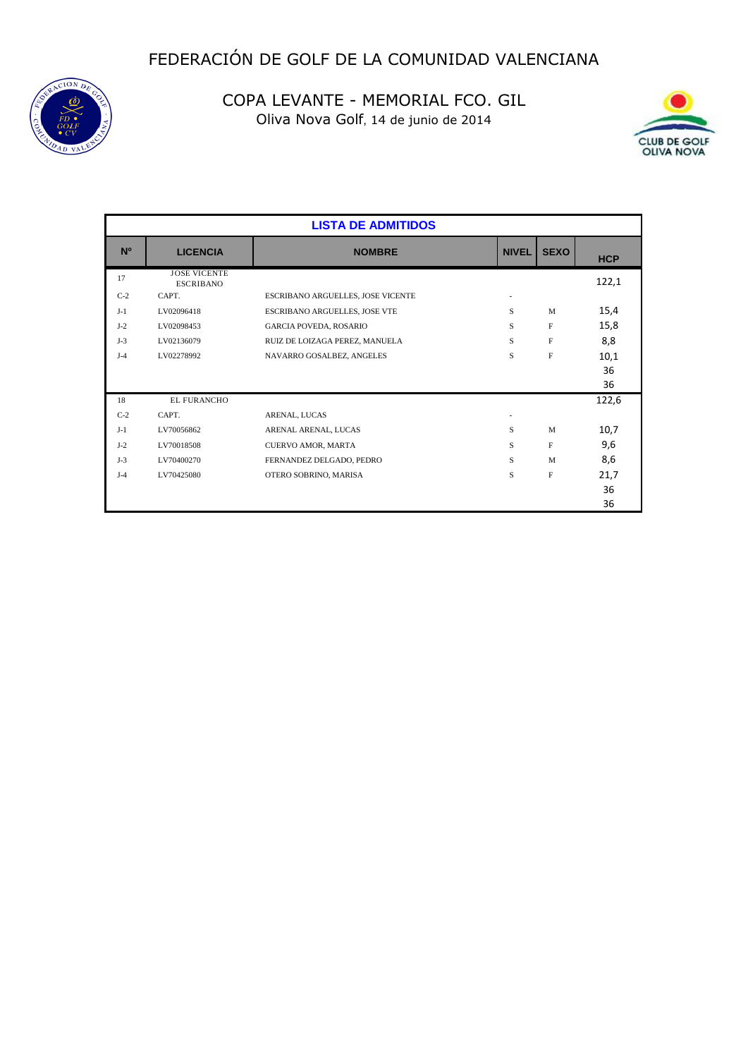# FEDERACIÓN DE GOLF DE LA COMUNIDAD VALENCIANA

## COPA LEVANTE - MEMORIAL FCO. GIL

Oliva Nova Golf, 14 de junio de 2014

### LISTA DE ADMITIDOS

| Nº | LICENCIA | NOMBRE | NIVEL | SEXO | HCP |
|---|---|---|---|---|---|
| 17 | JOSE VICENTE ESCRIBANO | | | | 122,1 |
| C-2 | CAPT. | ESCRIBANO ARGUELLES, JOSE VICENTE | - | | |
| J-1 | LV02096418 | ESCRIBANO ARGUELLES, JOSE VTE | S | M | 15,4 |
| J-2 | LV02098453 | GARCIA POVEDA, ROSARIO | S | F | 15,8 |
| J-3 | LV02136079 | RUIZ DE LOIZAGA PEREZ, MANUELA | S | F | 8,8 |
| J-4 | LV02278992 | NAVARRO GOSALBEZ, ANGELES | S | F | 10,1 |
| | | | | | 36 |
| | | | | | 36 |
| 18 | EL FURANCHO | | | | 122,6 |
| C-2 | CAPT. | ARENAL, LUCAS | - | | |
| J-1 | LV70056862 | ARENAL ARENAL, LUCAS | S | M | 10,7 |
| J-2 | LV70018508 | CUERVO AMOR, MARTA | S | F | 9,6 |
| J-3 | LV70400270 | FERNANDEZ DELGADO, PEDRO | S | M | 8,6 |
| J-4 | LV70425080 | OTERO SOBRINO, MARISA | S | F | 21,7 |
| | | | | | 36 |
| | | | | | 36 |